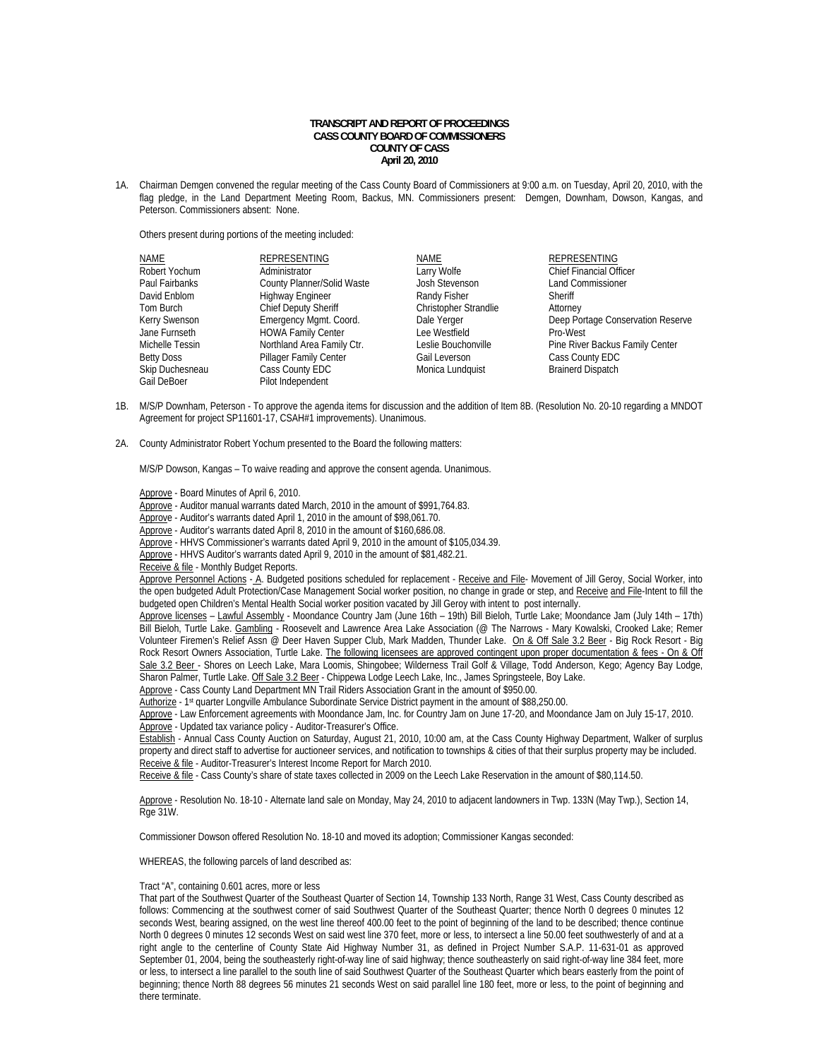**TRANSCRIPT AND REPORT OF PROCEEDINGS**
**CASS COUNTY BOARD OF COMMISSIONERS**
**COUNTY OF CASS**
**April 20, 2010**

1A. Chairman Demgen convened the regular meeting of the Cass County Board of Commissioners at 9:00 a.m. on Tuesday, April 20, 2010, with the flag pledge, in the Land Department Meeting Room, Backus, MN. Commissioners present: Demgen, Downham, Dowson, Kangas, and Peterson. Commissioners absent: None.

Others present during portions of the meeting included:

| NAME | REPRESENTING | NAME | REPRESENTING |
|---|---|---|---|
| Robert Yochum | Administrator | Larry Wolfe | Chief Financial Officer |
| Paul Fairbanks | County Planner/Solid Waste | Josh Stevenson | Land Commissioner |
| David Enblom | Highway Engineer | Randy Fisher | Sheriff |
| Tom Burch | Chief Deputy Sheriff | Christopher Strandlie | Attorney |
| Kerry Swenson | Emergency Mgmt. Coord. | Dale Yerger | Deep Portage Conservation Reserve |
| Jane Furnseth | HOWA Family Center | Lee Westfield | Pro-West |
| Michelle Tessin | Northland Area Family Ctr. | Leslie Bouchonville | Pine River Backus Family Center |
| Betty Doss | Pillager Family Center | Gail Leverson | Cass County EDC |
| Skip Duchesneau | Cass County EDC | Monica Lundquist | Brainerd Dispatch |
| Gail DeBoer | Pilot Independent | | |

1B. M/S/P Downham, Peterson - To approve the agenda items for discussion and the addition of Item 8B. (Resolution No. 20-10 regarding a MNDOT Agreement for project SP11601-17, CSAH#1 improvements). Unanimous.

2A. County Administrator Robert Yochum presented to the Board the following matters:

M/S/P Dowson, Kangas – To waive reading and approve the consent agenda. Unanimous.

Approve - Board Minutes of April 6, 2010.
Approve - Auditor manual warrants dated March, 2010 in the amount of $991,764.83.
Approve - Auditor's warrants dated April 1, 2010 in the amount of $98,061.70.
Approve - Auditor's warrants dated April 8, 2010 in the amount of $160,686.08.
Approve - HHVS Commissioner's warrants dated April 9, 2010 in the amount of $105,034.39.
Approve - HHVS Auditor's warrants dated April 9, 2010 in the amount of $81,482.21.
Receive & file - Monthly Budget Reports.
Approve Personnel Actions - A. Budgeted positions scheduled for replacement - Receive and File- Movement of Jill Geroy, Social Worker, into the open budgeted Adult Protection/Case Management Social worker position, no change in grade or step, and Receive and File-Intent to fill the budgeted open Children's Mental Health Social worker position vacated by Jill Geroy with intent to post internally.
Approve licenses – Lawful Assembly - Moondance Country Jam (June 16th – 19th) Bill Bieloh, Turtle Lake; Moondance Jam (July 14th – 17th) Bill Bieloh, Turtle Lake. Gambling - Roosevelt and Lawrence Area Lake Association (@ The Narrows - Mary Kowalski, Crooked Lake; Remer Volunteer Firemen's Relief Assn @ Deer Haven Supper Club, Mark Madden, Thunder Lake. On & Off Sale 3.2 Beer - Big Rock Resort - Big Rock Resort Owners Association, Turtle Lake. The following licensees are approved contingent upon proper documentation & fees - On & Off Sale 3.2 Beer - Shores on Leech Lake, Mara Loomis, Shingobee; Wilderness Trail Golf & Village, Todd Anderson, Kego; Agency Bay Lodge, Sharon Palmer, Turtle Lake. Off Sale 3.2 Beer - Chippewa Lodge Leech Lake, Inc., James Springsteele, Boy Lake.
Approve - Cass County Land Department MN Trail Riders Association Grant in the amount of $950.00.
Authorize - 1st quarter Longville Ambulance Subordinate Service District payment in the amount of $88,250.00.
Approve - Law Enforcement agreements with Moondance Jam, Inc. for Country Jam on June 17-20, and Moondance Jam on July 15-17, 2010.
Approve - Updated tax variance policy - Auditor-Treasurer's Office.
Establish - Annual Cass County Auction on Saturday, August 21, 2010, 10:00 am, at the Cass County Highway Department, Walker of surplus property and direct staff to advertise for auctioneer services, and notification to townships & cities of that their surplus property may be included.
Receive & file - Auditor-Treasurer's Interest Income Report for March 2010.
Receive & file - Cass County's share of state taxes collected in 2009 on the Leech Lake Reservation in the amount of $80,114.50.

Approve - Resolution No. 18-10 - Alternate land sale on Monday, May 24, 2010 to adjacent landowners in Twp. 133N (May Twp.), Section 14, Rge 31W.

Commissioner Dowson offered Resolution No. 18-10 and moved its adoption; Commissioner Kangas seconded:

WHEREAS, the following parcels of land described as:

Tract "A", containing 0.601 acres, more or less
That part of the Southwest Quarter of the Southeast Quarter of Section 14, Township 133 North, Range 31 West, Cass County described as follows: Commencing at the southwest corner of said Southwest Quarter of the Southeast Quarter; thence North 0 degrees 0 minutes 12 seconds West, bearing assigned, on the west line thereof 400.00 feet to the point of beginning of the land to be described; thence continue North 0 degrees 0 minutes 12 seconds West on said west line 370 feet, more or less, to intersect a line 50.00 feet southwesterly of and at a right angle to the centerline of County State Aid Highway Number 31, as defined in Project Number S.A.P. 11-631-01 as approved September 01, 2004, being the southeasterly right-of-way line of said highway; thence southeasterly on said right-of-way line 384 feet, more or less, to intersect a line parallel to the south line of said Southwest Quarter of the Southeast Quarter which bears easterly from the point of beginning; thence North 88 degrees 56 minutes 21 seconds West on said parallel line 180 feet, more or less, to the point of beginning and there terminate.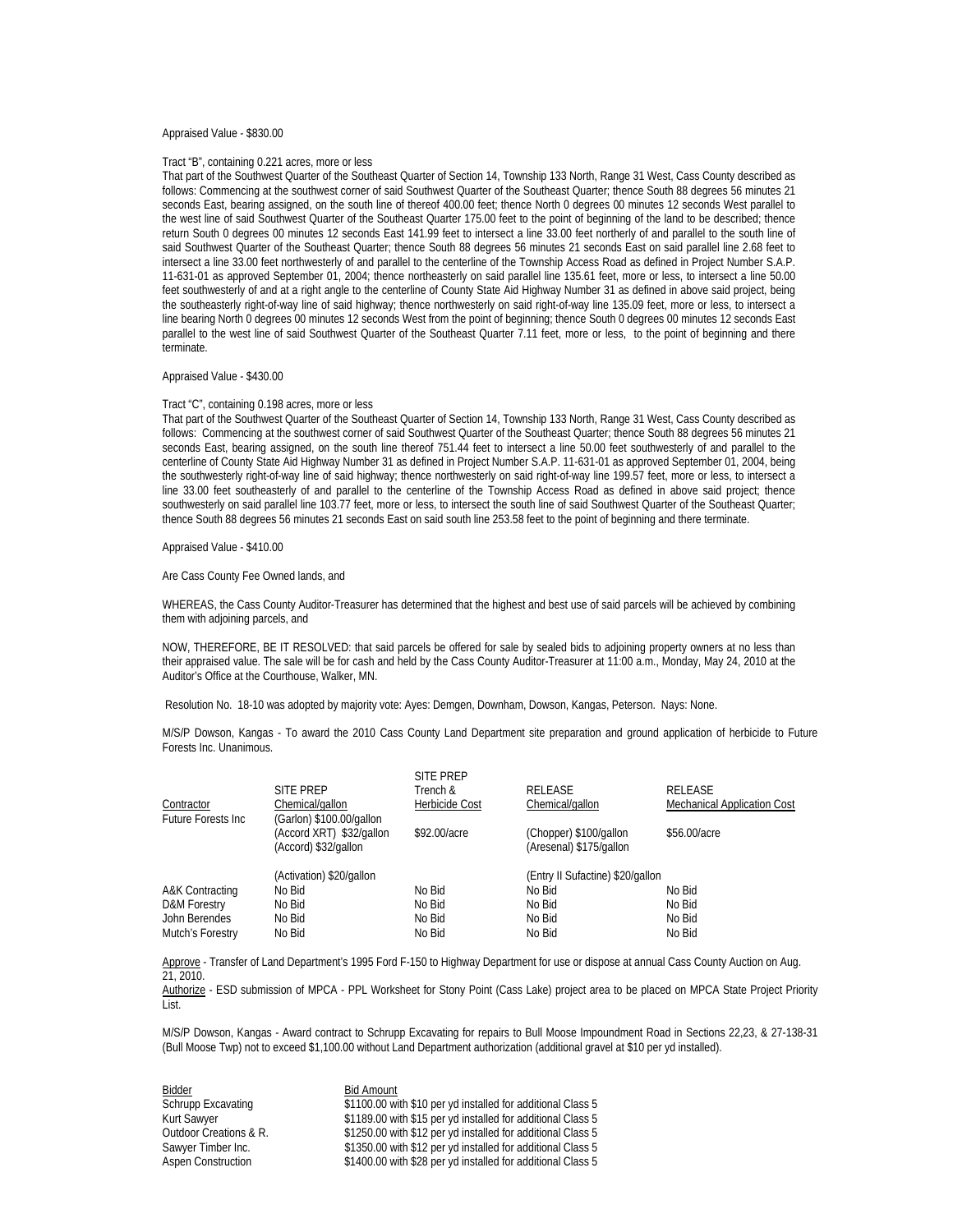Appraised Value - $830.00

Tract "B", containing 0.221 acres, more or less

That part of the Southwest Quarter of the Southeast Quarter of Section 14, Township 133 North, Range 31 West, Cass County described as follows: Commencing at the southwest corner of said Southwest Quarter of the Southeast Quarter; thence South 88 degrees 56 minutes 21 seconds East, bearing assigned, on the south line of thereof 400.00 feet; thence North 0 degrees 00 minutes 12 seconds West parallel to the west line of said Southwest Quarter of the Southeast Quarter 175.00 feet to the point of beginning of the land to be described; thence return South 0 degrees 00 minutes 12 seconds East 141.99 feet to intersect a line 33.00 feet northerly of and parallel to the south line of said Southwest Quarter of the Southeast Quarter; thence South 88 degrees 56 minutes 21 seconds East on said parallel line 2.68 feet to intersect a line 33.00 feet northwesterly of and parallel to the centerline of the Township Access Road as defined in Project Number S.A.P. 11-631-01 as approved September 01, 2004; thence northeasterly on said parallel line 135.61 feet, more or less, to intersect a line 50.00 feet southwesterly of and at a right angle to the centerline of County State Aid Highway Number 31 as defined in above said project, being the southeasterly right-of-way line of said highway; thence northwesterly on said right-of-way line 135.09 feet, more or less, to intersect a line bearing North 0 degrees 00 minutes 12 seconds West from the point of beginning; thence South 0 degrees 00 minutes 12 seconds East parallel to the west line of said Southwest Quarter of the Southeast Quarter 7.11 feet, more or less, to the point of beginning and there terminate.

Appraised Value - $430.00

Tract "C", containing 0.198 acres, more or less

That part of the Southwest Quarter of the Southeast Quarter of Section 14, Township 133 North, Range 31 West, Cass County described as follows: Commencing at the southwest corner of said Southwest Quarter of the Southeast Quarter; thence South 88 degrees 56 minutes 21 seconds East, bearing assigned, on the south line thereof 751.44 feet to intersect a line 50.00 feet southwesterly of and parallel to the centerline of County State Aid Highway Number 31 as defined in Project Number S.A.P. 11-631-01 as approved September 01, 2004, being the southwesterly right-of-way line of said highway; thence northwesterly on said right-of-way line 199.57 feet, more or less, to intersect a line 33.00 feet southeasterly of and parallel to the centerline of the Township Access Road as defined in above said project; thence southwesterly on said parallel line 103.77 feet, more or less, to intersect the south line of said Southwest Quarter of the Southeast Quarter; thence South 88 degrees 56 minutes 21 seconds East on said south line 253.58 feet to the point of beginning and there terminate.

Appraised Value - $410.00

Are Cass County Fee Owned lands, and

WHEREAS, the Cass County Auditor-Treasurer has determined that the highest and best use of said parcels will be achieved by combining them with adjoining parcels, and

NOW, THEREFORE, BE IT RESOLVED: that said parcels be offered for sale by sealed bids to adjoining property owners at no less than their appraised value. The sale will be for cash and held by the Cass County Auditor-Treasurer at 11:00 a.m., Monday, May 24, 2010 at the Auditor's Office at the Courthouse, Walker, MN.

Resolution No. 18-10 was adopted by majority vote: Ayes: Demgen, Downham, Dowson, Kangas, Peterson. Nays: None.

M/S/P Dowson, Kangas - To award the 2010 Cass County Land Department site preparation and ground application of herbicide to Future Forests Inc. Unanimous.

| Contractor | SITE PREP Chemical/gallon | SITE PREP Trench & Herbicide Cost | RELEASE Chemical/gallon | RELEASE Mechanical Application Cost |
|---|---|---|---|---|
| Future Forests Inc | (Garlon) $100.00/gallon<br>(Accord XRT) $32/gallon<br>(Accord) $32/gallon<br>(Activation) $20/gallon | $92.00/acre | (Chopper) $100/gallon<br>(Aresenal) $175/gallon<br>(Entry II Sufactine) $20/gallon | $56.00/acre |
| A&K Contracting | No Bid | No Bid | No Bid | No Bid |
| D&M Forestry | No Bid | No Bid | No Bid | No Bid |
| John Berendes | No Bid | No Bid | No Bid | No Bid |
| Mutch's Forestry | No Bid | No Bid | No Bid | No Bid |

Approve - Transfer of Land Department's 1995 Ford F-150 to Highway Department for use or dispose at annual Cass County Auction on Aug. 21, 2010.

Authorize - ESD submission of MPCA - PPL Worksheet for Stony Point (Cass Lake) project area to be placed on MPCA State Project Priority List.

M/S/P Dowson, Kangas - Award contract to Schrupp Excavating for repairs to Bull Moose Impoundment Road in Sections 22,23, & 27-138-31 (Bull Moose Twp) not to exceed $1,100.00 without Land Department authorization (additional gravel at $10 per yd installed).

| Bidder | Bid Amount |
|---|---|
| Schrupp Excavating | $1100.00 with $10 per yd installed for additional Class 5 |
| Kurt Sawyer | $1189.00 with $15 per yd installed for additional Class 5 |
| Outdoor Creations & R. | $1250.00 with $12 per yd installed for additional Class 5 |
| Sawyer Timber Inc. | $1350.00 with $12 per yd installed for additional Class 5 |
| Aspen Construction | $1400.00 with $28 per yd installed for additional Class 5 |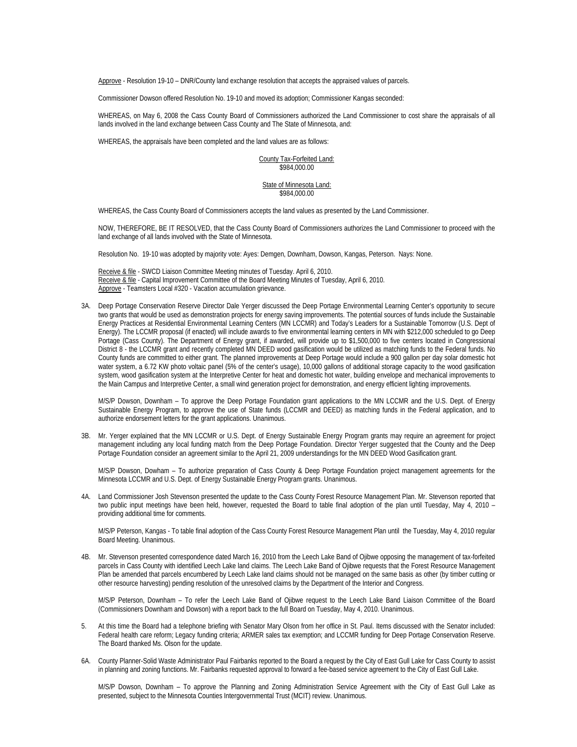Approve - Resolution 19-10 – DNR/County land exchange resolution that accepts the appraised values of parcels.

Commissioner Dowson offered Resolution No. 19-10 and moved its adoption; Commissioner Kangas seconded:

WHEREAS, on May 6, 2008 the Cass County Board of Commissioners authorized the Land Commissioner to cost share the appraisals of all lands involved in the land exchange between Cass County and The State of Minnesota, and:

WHEREAS, the appraisals have been completed and the land values are as follows:

County Tax-Forfeited Land:
$984,000.00

State of Minnesota Land:
$984,000.00

WHEREAS, the Cass County Board of Commissioners accepts the land values as presented by the Land Commissioner.

NOW, THEREFORE, BE IT RESOLVED, that the Cass County Board of Commissioners authorizes the Land Commissioner to proceed with the land exchange of all lands involved with the State of Minnesota.

Resolution No. 19-10 was adopted by majority vote: Ayes: Demgen, Downham, Dowson, Kangas, Peterson. Nays: None.

Receive & file - SWCD Liaison Committee Meeting minutes of Tuesday. April 6, 2010.
Receive & file - Capital Improvement Committee of the Board Meeting Minutes of Tuesday, April 6, 2010.
Approve - Teamsters Local #320 - Vacation accumulation grievance.

3A. Deep Portage Conservation Reserve Director Dale Yerger discussed the Deep Portage Environmental Learning Center's opportunity to secure two grants that would be used as demonstration projects for energy saving improvements. The potential sources of funds include the Sustainable Energy Practices at Residential Environmental Learning Centers (MN LCCMR) and Today's Leaders for a Sustainable Tomorrow (U.S. Dept of Energy). The LCCMR proposal (if enacted) will include awards to five environmental learning centers in MN with $212,000 scheduled to go Deep Portage (Cass County). The Department of Energy grant, if awarded, will provide up to $1,500,000 to five centers located in Congressional District 8 - the LCCMR grant and recently completed MN DEED wood gasification would be utilized as matching funds to the Federal funds. No County funds are committed to either grant. The planned improvements at Deep Portage would include a 900 gallon per day solar domestic hot water system, a 6.72 KW photo voltaic panel (5% of the center's usage), 10,000 gallons of additional storage capacity to the wood gasification system, wood gasification system at the Interpretive Center for heat and domestic hot water, building envelope and mechanical improvements to the Main Campus and Interpretive Center, a small wind generation project for demonstration, and energy efficient lighting improvements.

M/S/P Dowson, Downham – To approve the Deep Portage Foundation grant applications to the MN LCCMR and the U.S. Dept. of Energy Sustainable Energy Program, to approve the use of State funds (LCCMR and DEED) as matching funds in the Federal application, and to authorize endorsement letters for the grant applications. Unanimous.

3B. Mr. Yerger explained that the MN LCCMR or U.S. Dept. of Energy Sustainable Energy Program grants may require an agreement for project management including any local funding match from the Deep Portage Foundation. Director Yerger suggested that the County and the Deep Portage Foundation consider an agreement similar to the April 21, 2009 understandings for the MN DEED Wood Gasification grant.

M/S/P Dowson, Dowham – To authorize preparation of Cass County & Deep Portage Foundation project management agreements for the Minnesota LCCMR and U.S. Dept. of Energy Sustainable Energy Program grants. Unanimous.

4A. Land Commissioner Josh Stevenson presented the update to the Cass County Forest Resource Management Plan. Mr. Stevenson reported that two public input meetings have been held, however, requested the Board to table final adoption of the plan until Tuesday, May 4, 2010 – providing additional time for comments.

M/S/P Peterson, Kangas - To table final adoption of the Cass County Forest Resource Management Plan until the Tuesday, May 4, 2010 regular Board Meeting. Unanimous.

4B. Mr. Stevenson presented correspondence dated March 16, 2010 from the Leech Lake Band of Ojibwe opposing the management of tax-forfeited parcels in Cass County with identified Leech Lake land claims. The Leech Lake Band of Ojibwe requests that the Forest Resource Management Plan be amended that parcels encumbered by Leech Lake land claims should not be managed on the same basis as other (by timber cutting or other resource harvesting) pending resolution of the unresolved claims by the Department of the Interior and Congress.

M/S/P Peterson, Downham – To refer the Leech Lake Band of Ojibwe request to the Leech Lake Band Liaison Committee of the Board (Commissioners Downham and Dowson) with a report back to the full Board on Tuesday, May 4, 2010. Unanimous.

5. At this time the Board had a telephone briefing with Senator Mary Olson from her office in St. Paul. Items discussed with the Senator included: Federal health care reform; Legacy funding criteria; ARMER sales tax exemption; and LCCMR funding for Deep Portage Conservation Reserve. The Board thanked Ms. Olson for the update.

6A. County Planner-Solid Waste Administrator Paul Fairbanks reported to the Board a request by the City of East Gull Lake for Cass County to assist in planning and zoning functions. Mr. Fairbanks requested approval to forward a fee-based service agreement to the City of East Gull Lake.

M/S/P Dowson, Downham – To approve the Planning and Zoning Administration Service Agreement with the City of East Gull Lake as presented, subject to the Minnesota Counties Intergovernmental Trust (MCIT) review. Unanimous.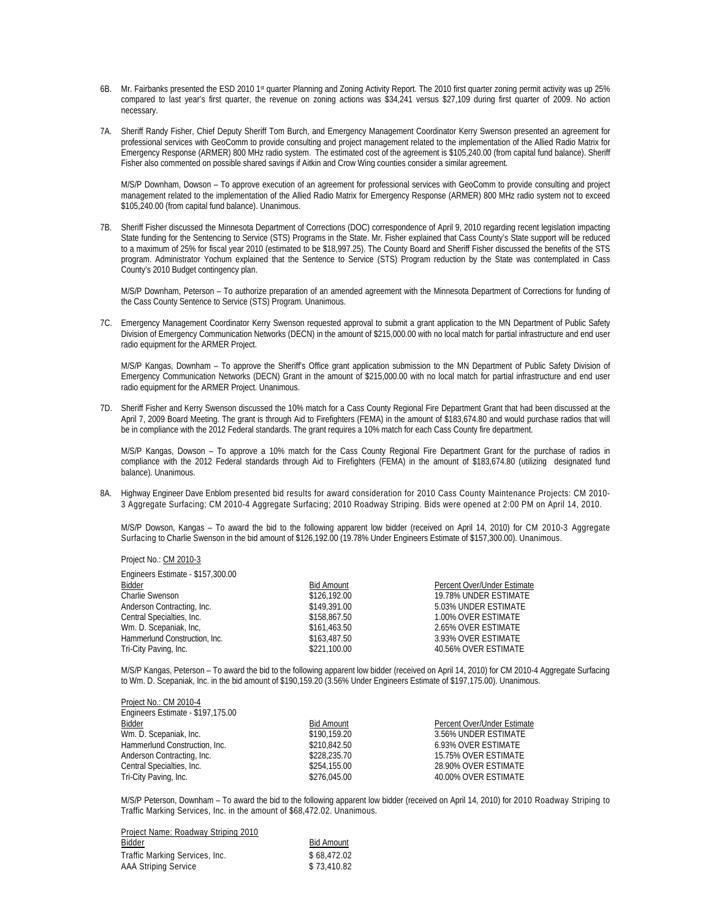6B. Mr. Fairbanks presented the ESD 2010 1st quarter Planning and Zoning Activity Report. The 2010 first quarter zoning permit activity was up 25% compared to last year's first quarter, the revenue on zoning actions was $34,241 versus $27,109 during first quarter of 2009. No action necessary.

7A. Sheriff Randy Fisher, Chief Deputy Sheriff Tom Burch, and Emergency Management Coordinator Kerry Swenson presented an agreement for professional services with GeoComm to provide consulting and project management related to the implementation of the Allied Radio Matrix for Emergency Response (ARMER) 800 MHz radio system. The estimated cost of the agreement is $105,240.00 (from capital fund balance). Sheriff Fisher also commented on possible shared savings if Aitkin and Crow Wing counties consider a similar agreement.

M/S/P Downham, Dowson – To approve execution of an agreement for professional services with GeoComm to provide consulting and project management related to the implementation of the Allied Radio Matrix for Emergency Response (ARMER) 800 MHz radio system not to exceed $105,240.00 (from capital fund balance). Unanimous.

7B. Sheriff Fisher discussed the Minnesota Department of Corrections (DOC) correspondence of April 9, 2010 regarding recent legislation impacting State funding for the Sentencing to Service (STS) Programs in the State. Mr. Fisher explained that Cass County's State support will be reduced to a maximum of 25% for fiscal year 2010 (estimated to be $18,997.25). The County Board and Sheriff Fisher discussed the benefits of the STS program. Administrator Yochum explained that the Sentence to Service (STS) Program reduction by the State was contemplated in Cass County's 2010 Budget contingency plan.

M/S/P Downham, Peterson – To authorize preparation of an amended agreement with the Minnesota Department of Corrections for funding of the Cass County Sentence to Service (STS) Program. Unanimous.

7C. Emergency Management Coordinator Kerry Swenson requested approval to submit a grant application to the MN Department of Public Safety Division of Emergency Communication Networks (DECN) in the amount of $215,000.00 with no local match for partial infrastructure and end user radio equipment for the ARMER Project.

M/S/P Kangas, Downham – To approve the Sheriff's Office grant application submission to the MN Department of Public Safety Division of Emergency Communication Networks (DECN) Grant in the amount of $215,000.00 with no local match for partial infrastructure and end user radio equipment for the ARMER Project. Unanimous.

7D. Sheriff Fisher and Kerry Swenson discussed the 10% match for a Cass County Regional Fire Department Grant that had been discussed at the April 7, 2009 Board Meeting. The grant is through Aid to Firefighters (FEMA) in the amount of $183,674.80 and would purchase radios that will be in compliance with the 2012 Federal standards. The grant requires a 10% match for each Cass County fire department.

M/S/P Kangas, Dowson – To approve a 10% match for the Cass County Regional Fire Department Grant for the purchase of radios in compliance with the 2012 Federal standards through Aid to Firefighters (FEMA) in the amount of $183,674.80 (utilizing designated fund balance). Unanimous.

8A. Highway Engineer Dave Enblom presented bid results for award consideration for 2010 Cass County Maintenance Projects: CM 2010-3 Aggregate Surfacing; CM 2010-4 Aggregate Surfacing; 2010 Roadway Striping. Bids were opened at 2:00 PM on April 14, 2010.

M/S/P Dowson, Kangas – To award the bid to the following apparent low bidder (received on April 14, 2010) for CM 2010-3 Aggregate Surfacing to Charlie Swenson in the bid amount of $126,192.00 (19.78% Under Engineers Estimate of $157,300.00). Unanimous.

Project No.: CM 2010-3

Engineers Estimate - $157,300.00

| Bidder | Bid Amount | Percent Over/Under Estimate |
|---|---|---|
| Charlie Swenson | $126,192.00 | 19.78% UNDER ESTIMATE |
| Anderson Contracting, Inc. | $149,391.00 | 5.03% UNDER ESTIMATE |
| Central Specialties, Inc. | $158,867.50 | 1.00% OVER ESTIMATE |
| Wm. D. Scepaniak, Inc, | $161,463.50 | 2.65% OVER ESTIMATE |
| Hammerlund Construction, Inc. | $163,487.50 | 3.93% OVER ESTIMATE |
| Tri-City Paving, Inc. | $221,100.00 | 40.56% OVER ESTIMATE |

M/S/P Kangas, Peterson – To award the bid to the following apparent low bidder (received on April 14, 2010) for CM 2010-4 Aggregate Surfacing to Wm. D. Scepaniak, Inc. in the bid amount of $190,159.20 (3.56% Under Engineers Estimate of $197,175.00). Unanimous.

Project No.: CM 2010-4

Engineers Estimate - $197,175.00

| Bidder | Bid Amount | Percent Over/Under Estimate |
|---|---|---|
| Wm. D. Scepaniak, Inc. | $190,159.20 | 3.56% UNDER ESTIMATE |
| Hammerlund Construction, Inc. | $210,842.50 | 6.93% OVER ESTIMATE |
| Anderson Contracting, Inc. | $228,235.70 | 15.75% OVER ESTIMATE |
| Central Specialties, Inc. | $254,155.00 | 28.90% OVER ESTIMATE |
| Tri-City Paving, Inc. | $276,045.00 | 40.00% OVER ESTIMATE |

M/S/P Peterson, Downham – To award the bid to the following apparent low bidder (received on April 14, 2010) for 2010 Roadway Striping to Traffic Marking Services, Inc. in the amount of $68,472.02. Unanimous.

Project Name: Roadway Striping 2010

| Bidder | Bid Amount |
|---|---|
| Traffic Marking Services, Inc. | $ 68,472.02 |
| AAA Striping Service | $ 73,410.82 |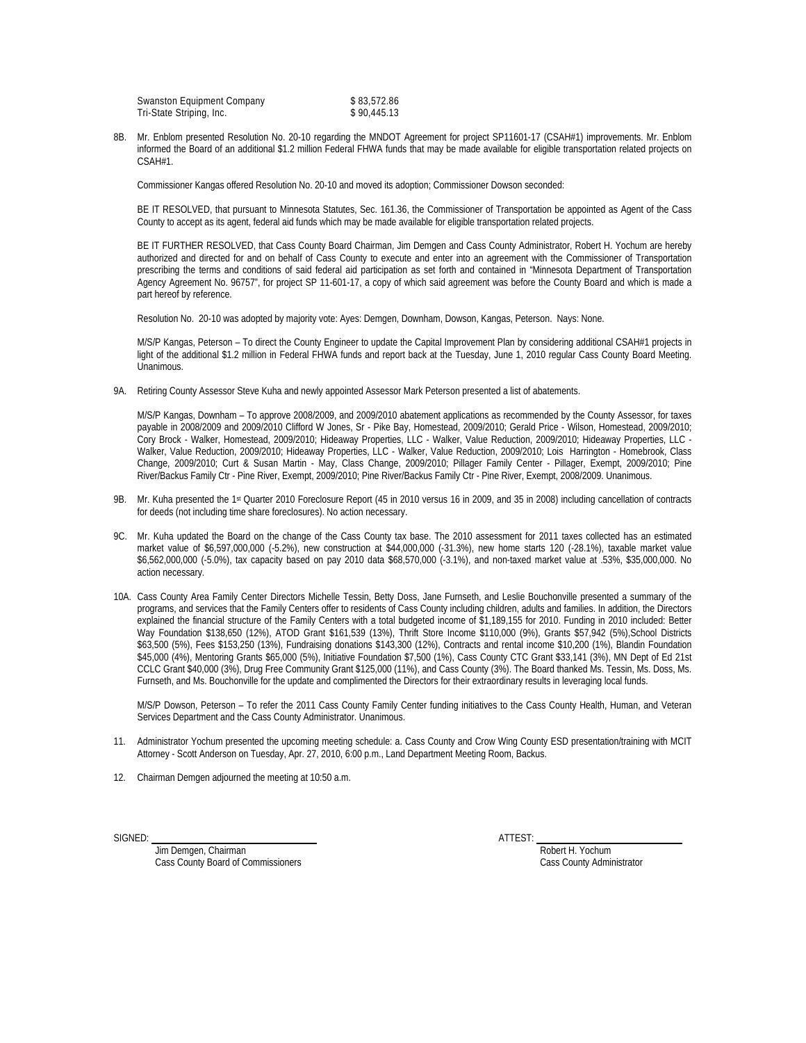| | |
|---|---|
| Swanston Equipment Company | $ 83,572.86 |
| Tri-State Striping, Inc. | $ 90,445.13 |

8B. Mr. Enblom presented Resolution No. 20-10 regarding the MNDOT Agreement for project SP11601-17 (CSAH#1) improvements. Mr. Enblom informed the Board of an additional $1.2 million Federal FHWA funds that may be made available for eligible transportation related projects on CSAH#1.

Commissioner Kangas offered Resolution No. 20-10 and moved its adoption; Commissioner Dowson seconded:

BE IT RESOLVED, that pursuant to Minnesota Statutes, Sec. 161.36, the Commissioner of Transportation be appointed as Agent of the Cass County to accept as its agent, federal aid funds which may be made available for eligible transportation related projects.

BE IT FURTHER RESOLVED, that Cass County Board Chairman, Jim Demgen and Cass County Administrator, Robert H. Yochum are hereby authorized and directed for and on behalf of Cass County to execute and enter into an agreement with the Commissioner of Transportation prescribing the terms and conditions of said federal aid participation as set forth and contained in "Minnesota Department of Transportation Agency Agreement No. 96757", for project SP 11-601-17, a copy of which said agreement was before the County Board and which is made a part hereof by reference.

Resolution No. 20-10 was adopted by majority vote: Ayes: Demgen, Downham, Dowson, Kangas, Peterson. Nays: None.

M/S/P Kangas, Peterson – To direct the County Engineer to update the Capital Improvement Plan by considering additional CSAH#1 projects in light of the additional $1.2 million in Federal FHWA funds and report back at the Tuesday, June 1, 2010 regular Cass County Board Meeting. Unanimous.

9A. Retiring County Assessor Steve Kuha and newly appointed Assessor Mark Peterson presented a list of abatements.

M/S/P Kangas, Downham – To approve 2008/2009, and 2009/2010 abatement applications as recommended by the County Assessor, for taxes payable in 2008/2009 and 2009/2010 Clifford W Jones, Sr - Pike Bay, Homestead, 2009/2010; Gerald Price - Wilson, Homestead, 2009/2010; Cory Brock - Walker, Homestead, 2009/2010; Hideaway Properties, LLC - Walker, Value Reduction, 2009/2010; Hideaway Properties, LLC - Walker, Value Reduction, 2009/2010; Hideaway Properties, LLC - Walker, Value Reduction, 2009/2010; Lois Harrington - Homebrook, Class Change, 2009/2010; Curt & Susan Martin - May, Class Change, 2009/2010; Pillager Family Center - Pillager, Exempt, 2009/2010; Pine River/Backus Family Ctr - Pine River, Exempt, 2009/2010; Pine River/Backus Family Ctr - Pine River, Exempt, 2008/2009. Unanimous.

9B. Mr. Kuha presented the 1st Quarter 2010 Foreclosure Report (45 in 2010 versus 16 in 2009, and 35 in 2008) including cancellation of contracts for deeds (not including time share foreclosures). No action necessary.

9C. Mr. Kuha updated the Board on the change of the Cass County tax base. The 2010 assessment for 2011 taxes collected has an estimated market value of $6,597,000,000 (-5.2%), new construction at $44,000,000 (-31.3%), new home starts 120 (-28.1%), taxable market value $6,562,000,000 (-5.0%), tax capacity based on pay 2010 data $68,570,000 (-3.1%), and non-taxed market value at .53%, $35,000,000. No action necessary.

10A. Cass County Area Family Center Directors Michelle Tessin, Betty Doss, Jane Furnseth, and Leslie Bouchonville presented a summary of the programs, and services that the Family Centers offer to residents of Cass County including children, adults and families. In addition, the Directors explained the financial structure of the Family Centers with a total budgeted income of $1,189,155 for 2010. Funding in 2010 included: Better Way Foundation $138,650 (12%), ATOD Grant $161,539 (13%), Thrift Store Income $110,000 (9%), Grants $57,942 (5%),School Districts $63,500 (5%), Fees $153,250 (13%), Fundraising donations $143,300 (12%), Contracts and rental income $10,200 (1%), Blandin Foundation $45,000 (4%), Mentoring Grants $65,000 (5%), Initiative Foundation $7,500 (1%), Cass County CTC Grant $33,141 (3%), MN Dept of Ed 21st CCLC Grant $40,000 (3%), Drug Free Community Grant $125,000 (11%), and Cass County (3%). The Board thanked Ms. Tessin, Ms. Doss, Ms. Furnseth, and Ms. Bouchonville for the update and complimented the Directors for their extraordinary results in leveraging local funds.

M/S/P Dowson, Peterson – To refer the 2011 Cass County Family Center funding initiatives to the Cass County Health, Human, and Veteran Services Department and the Cass County Administrator. Unanimous.

11. Administrator Yochum presented the upcoming meeting schedule: a. Cass County and Crow Wing County ESD presentation/training with MCIT Attorney - Scott Anderson on Tuesday, Apr. 27, 2010, 6:00 p.m., Land Department Meeting Room, Backus.

12. Chairman Demgen adjourned the meeting at 10:50 a.m.

SIGNED: ______________________________
Jim Demgen, Chairman
Cass County Board of Commissioners

ATTEST: ______________________________
Robert H. Yochum
Cass County Administrator